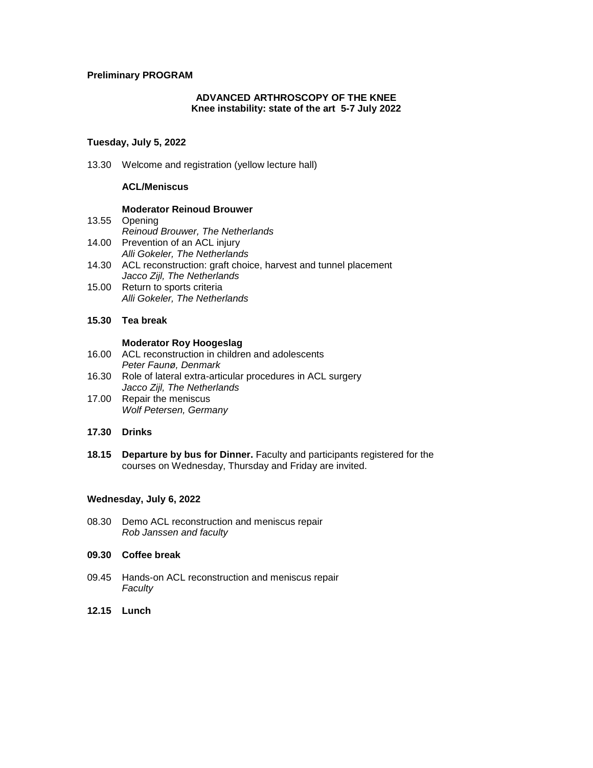**Preliminary PROGRAM**

**ADVANCED ARTHROSCOPY OF THE KNEE**
**Knee instability: state of the art 5-7 July 2022**

**Tuesday, July 5, 2022**

13.30 Welcome and registration (yellow lecture hall)

**ACL/Meniscus**

**Moderator Reinoud Brouwer**

13.55 Opening
*Reinoud Brouwer, The Netherlands*

14.00 Prevention of an ACL injury
*Alli Gokeler, The Netherlands*

14.30 ACL reconstruction: graft choice, harvest and tunnel placement
*Jacco Zijl, The Netherlands*

15.00 Return to sports criteria
*Alli Gokeler, The Netherlands*

**15.30 Tea break**

**Moderator Roy Hoogeslag**

16.00 ACL reconstruction in children and adolescents
*Peter Faunø, Denmark*

16.30 Role of lateral extra-articular procedures in ACL surgery
*Jacco Zijl, The Netherlands*

17.00 Repair the meniscus
*Wolf Petersen, Germany*

**17.30 Drinks**

**18.15 Departure by bus for Dinner.** Faculty and participants registered for the courses on Wednesday, Thursday and Friday are invited.

**Wednesday, July 6, 2022**

08.30 Demo ACL reconstruction and meniscus repair
*Rob Janssen and faculty*

**09.30 Coffee break**

09.45 Hands-on ACL reconstruction and meniscus repair
*Faculty*

**12.15 Lunch**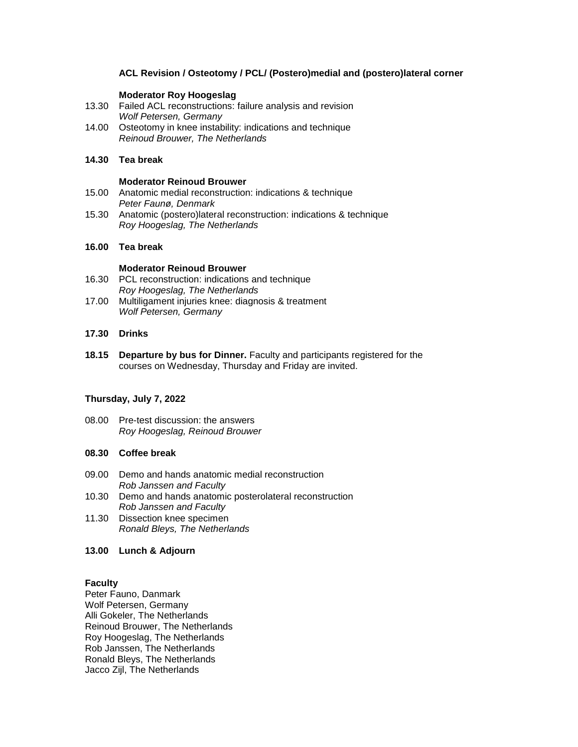**ACL Revision / Osteotomy / PCL/ (Postero)medial and (postero)lateral corner**

**Moderator Roy Hoogeslag**

13.30 Failed ACL reconstructions: failure analysis and revision
*Wolf Petersen, Germany*

14.00 Osteotomy in knee instability: indications and technique
*Reinoud Brouwer, The Netherlands*

**14.30 Tea break**

**Moderator Reinoud Brouwer**

15.00 Anatomic medial reconstruction: indications & technique
*Peter Faunø, Denmark*

15.30 Anatomic (postero)lateral reconstruction: indications & technique
*Roy Hoogeslag, The Netherlands*

**16.00 Tea break**

**Moderator Reinoud Brouwer**

16.30 PCL reconstruction: indications and technique
*Roy Hoogeslag, The Netherlands*

17.00 Multiligament injuries knee: diagnosis & treatment
*Wolf Petersen, Germany*

**17.30 Drinks**

**18.15 Departure by bus for Dinner.** Faculty and participants registered for the courses on Wednesday, Thursday and Friday are invited.

**Thursday, July 7, 2022**

08.00 Pre-test discussion: the answers
*Roy Hoogeslag, Reinoud Brouwer*

**08.30 Coffee break**

09.00 Demo and hands anatomic medial reconstruction
*Rob Janssen and Faculty*

10.30 Demo and hands anatomic posterolateral reconstruction
*Rob Janssen and Faculty*

11.30 Dissection knee specimen
*Ronald Bleys, The Netherlands*

**13.00 Lunch & Adjourn**

**Faculty**

Peter Fauno, Danmark
Wolf Petersen, Germany
Alli Gokeler, The Netherlands
Reinoud Brouwer, The Netherlands
Roy Hoogeslag, The Netherlands
Rob Janssen, The Netherlands
Ronald Bleys, The Netherlands
Jacco Zijl, The Netherlands